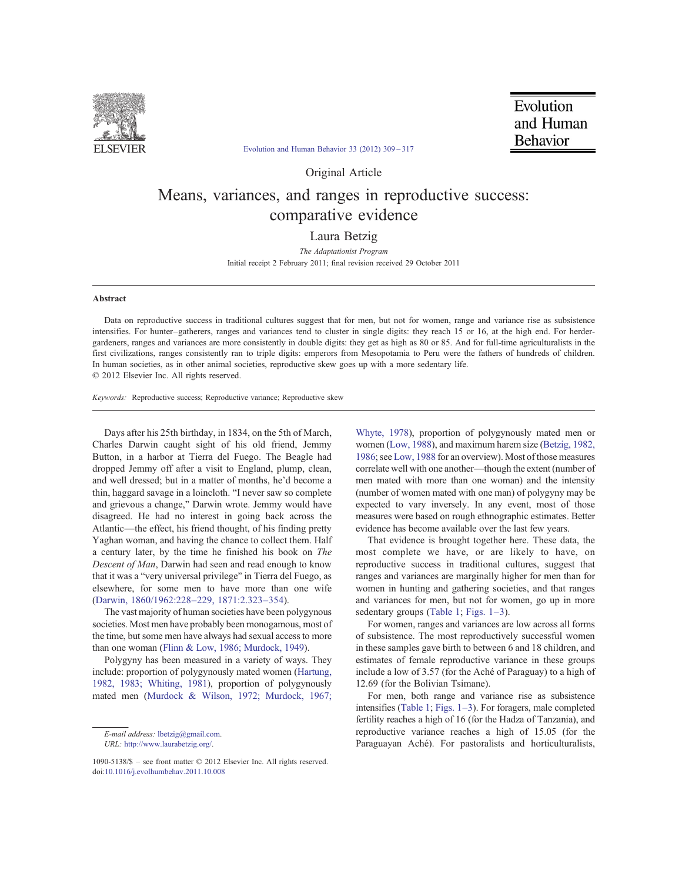Original Article

# Means, variances, and ranges in reproductive success: comparative evidence

Laura Betzig

*The Adaptationist Program*

Initial receipt 2 February 2011; final revision received 29 October 2011

## Abstract

Data on reproductive success in traditional cultures suggest that for men, but not for women, range and variance rise as subsistence intensifies. For hunter–gatherers, ranges and variances tend to cluster in single digits: they reach 15 or 16, at the high end. For herder-gardeners, ranges and variances are more consistently in double digits: they get as high as 80 or 85. And for full-time agriculturalists in the first civilizations, ranges consistently ran to triple digits: emperors from Mesopotamia to Peru were the fathers of hundreds of children. In human societies, as in other animal societies, reproductive skew goes up with a more sedentary life.

© 2012 Elsevier Inc. All rights reserved.

*Keywords:* Reproductive success; Reproductive variance; Reproductive skew

Days after his 25th birthday, in 1834, on the 5th of March, Charles Darwin caught sight of his old friend, Jemmy Button, in a harbor at Tierra del Fuego. The Beagle had dropped Jemmy off after a visit to England, plump, clean, and well dressed; but in a matter of months, he'd become a thin, haggard savage in a loincloth. "I never saw so complete and grievous a change," Darwin wrote. Jemmy would have disagreed. He had no interest in going back across the Atlantic—the effect, his friend thought, of his finding pretty Yaghan woman, and having the chance to collect them. Half a century later, by the time he finished his book on *The Descent of Man*, Darwin had seen and read enough to know that it was a "very universal privilege" in Tierra del Fuego, as elsewhere, for some men to have more than one wife (Darwin, 1860/1962:228–229, 1871:2.323–354).

The vast majority of human societies have been polygynous societies. Most men have probably been monogamous, most of the time, but some men have always had sexual access to more than one woman (Flinn & Low, 1986; Murdock, 1949).

Polygyny has been measured in a variety of ways. They include: proportion of polygynously mated women (Hartung, 1982, 1983; Whiting, 1981), proportion of polygynously mated men (Murdock & Wilson, 1972; Murdock, 1967; Whyte, 1978), proportion of polygynously mated men or women (Low, 1988), and maximum harem size (Betzig, 1982, 1986; see Low, 1988 for an overview). Most of those measures correlate well with one another—though the extent (number of men mated with more than one woman) and the intensity (number of women mated with one man) of polygyny may be expected to vary inversely. In any event, most of those measures were based on rough ethnographic estimates. Better evidence has become available over the last few years.

That evidence is brought together here. These data, the most complete we have, or are likely to have, on reproductive success in traditional cultures, suggest that ranges and variances are marginally higher for men than for women in hunting and gathering societies, and that ranges and variances for men, but not for women, go up in more sedentary groups (Table 1; Figs. 1–3).

For women, ranges and variances are low across all forms of subsistence. The most reproductively successful women in these samples gave birth to between 6 and 18 children, and estimates of female reproductive variance in these groups include a low of 3.57 (for the Aché of Paraguay) to a high of 12.69 (for the Bolivian Tsimane).

For men, both range and variance rise as subsistence intensifies (Table 1; Figs. 1–3). For foragers, male completed fertility reaches a high of 16 (for the Hadza of Tanzania), and reproductive variance reaches a high of 15.05 (for the Paraguayan Aché). For pastoralists and horticulturalists,

E-mail address: lbetzig@gmail.com.
URL: http://www.laurabetzig.org/.

1090-5138/$ – see front matter © 2012 Elsevier Inc. All rights reserved.
doi:10.1016/j.evolhumbehav.2011.10.008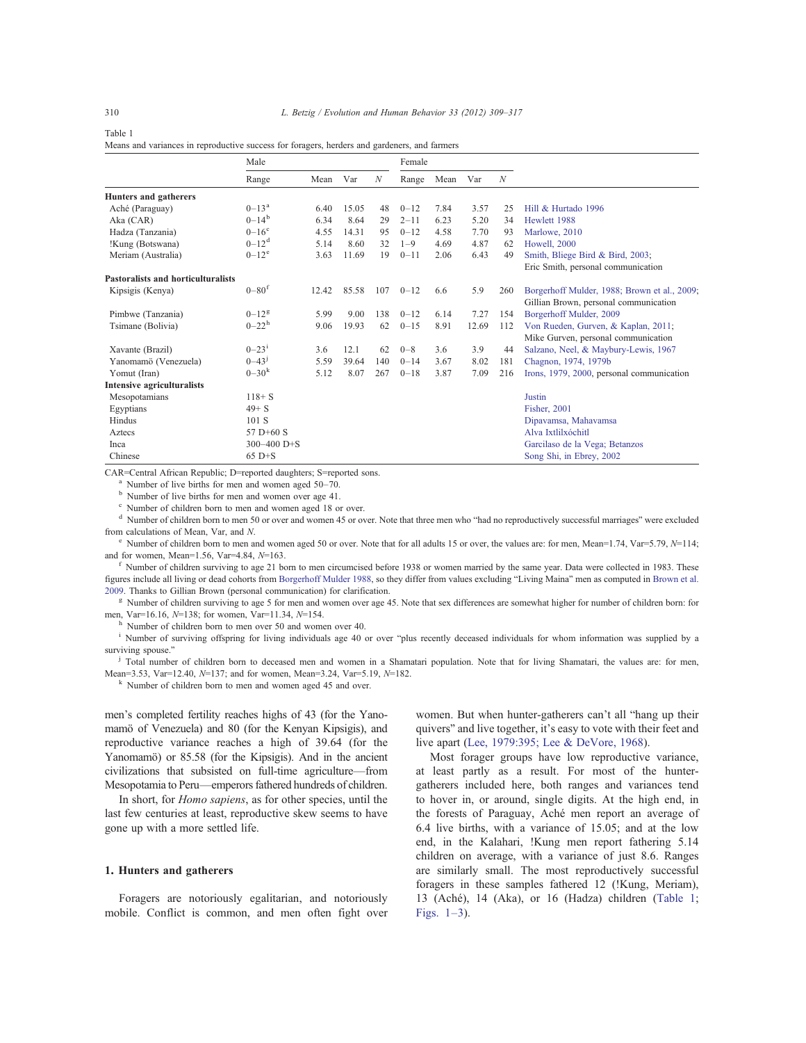Table 1
Means and variances in reproductive success for foragers, herders and gardeners, and farmers

| | Male | | | | Female | | | | |
|---|---|---|---|---|---|---|---|---|---|
| | Range | Mean | Var | *N* | Range | Mean | Var | *N* | |
| **Hunters and gatherers** | | | | | | | | | |
| Aché (Paraguay) | 0–13[a] | 6.40 | 15.05 | 48 | 0–12 | 7.84 | 3.57 | 25 | Hill & Hurtado 1996 |
| Aka (CAR) | 0–14[b] | 6.34 | 8.64 | 29 | 2–11 | 6.23 | 5.20 | 34 | Hewlett 1988 |
| Hadza (Tanzania) | 0–16[c] | 4.55 | 14.31 | 95 | 0–12 | 4.58 | 7.70 | 93 | Marlowe, 2010 |
| !Kung (Botswana) | 0–12[d] | 5.14 | 8.60 | 32 | 1–9 | 4.69 | 4.87 | 62 | Howell, 2000 |
| Meriam (Australia) | 0–12[e] | 3.63 | 11.69 | 19 | 0–11 | 2.06 | 6.43 | 49 | Smith, Bliege Bird & Bird, 2003; Eric Smith, personal communication |
| **Pastoralists and horticulturalists** | | | | | | | | | |
| Kipsigis (Kenya) | 0–80[f] | 12.42 | 85.58 | 107 | 0–12 | 6.6 | 5.9 | 260 | Borgerhoff Mulder, 1988; Brown et al., 2009; Gillian Brown, personal communication |
| Pimbwe (Tanzania) | 0–12[g] | 5.99 | 9.00 | 138 | 0–12 | 6.14 | 7.27 | 154 | Borgerhoff Mulder, 2009 |
| Tsimane (Bolivia) | 0–22[h] | 9.06 | 19.93 | 62 | 0–15 | 8.91 | 12.69 | 112 | Von Rueden, Gurven, & Kaplan, 2011; Mike Gurven, personal communication |
| Xavante (Brazil) | 0–23[i] | 3.6 | 12.1 | 62 | 0–8 | 3.6 | 3.9 | 44 | Salzano, Neel, & Maybury-Lewis, 1967 |
| Yanomamö (Venezuela) | 0–43[j] | 5.59 | 39.64 | 140 | 0–14 | 3.67 | 8.02 | 181 | Chagnon, 1974, 1979b |
| Yomut (Iran) | 0–30[k] | 5.12 | 8.07 | 267 | 0–18 | 3.87 | 7.09 | 216 | Irons, 1979, 2000, personal communication |
| **Intensive agriculturalists** | | | | | | | | | |
| Mesopotamians | 118+ S | | | | | | | | Justin |
| Egyptians | 49+ S | | | | | | | | Fisher, 2001 |
| Hindus | 101 S | | | | | | | | Dipavamsa, Mahavamsa |
| Aztecs | 57 D+60 S | | | | | | | | Alva Ixtlilxóchitl |
| Inca | 300–400 D+S | | | | | | | | Garcilaso de la Vega; Betanzos |
| Chinese | 65 D+S | | | | | | | | Song Shi, in Ebrey, 2002 |

CAR=Central African Republic; D=reported daughters; S=reported sons.

[a] Number of live births for men and women aged 50–70.

[b] Number of live births for men and women over age 41.

[c] Number of children born to men and women aged 18 or over.

[d] Number of children born to men 50 or over and women 45 or over. Note that three men who "had no reproductively successful marriages" were excluded from calculations of Mean, Var, and *N*.

[e] Number of children born to men and women aged 50 or over. Note that for all adults 15 or over, the values are: for men, Mean=1.74, Var=5.79, *N*=114; and for women, Mean=1.56, Var=4.84, *N*=163.

[f] Number of children surviving to age 21 born to men circumcised before 1938 or women married by the same year. Data were collected in 1983. These figures include all living or dead cohorts from Borgerhoff Mulder 1988, so they differ from values excluding "Living Maina" men as computed in Brown et al. 2009. Thanks to Gillian Brown (personal communication) for clarification.

[g] Number of children surviving to age 5 for men and women over age 45. Note that sex differences are somewhat higher for number of children born: for men, Var=16.16, *N*=138; for women, Var=11.34, *N*=154.

[h] Number of children born to men over 50 and women over 40.

[i] Number of surviving offspring for living individuals age 40 or over "plus recently deceased individuals for whom information was supplied by a surviving spouse."

[j] Total number of children born to deceased men and women in a Shamatari population. Note that for living Shamatari, the values are: for men, Mean=3.53, Var=12.40, *N*=137; and for women, Mean=3.24, Var=5.19, *N*=182.

[k] Number of children born to men and women aged 45 and over.

men's completed fertility reaches highs of 43 (for the Yanomamö of Venezuela) and 80 (for the Kenyan Kipsigis), and reproductive variance reaches a high of 39.64 (for the Yanomamö) or 85.58 (for the Kipsigis). And in the ancient civilizations that subsisted on full-time agriculture—from Mesopotamia to Peru—emperors fathered hundreds of children.

In short, for *Homo sapiens*, as for other species, until the last few centuries at least, reproductive skew seems to have gone up with a more settled life.

## 1. Hunters and gatherers

Foragers are notoriously egalitarian, and notoriously mobile. Conflict is common, and men often fight over women. But when hunter-gatherers can't all "hang up their quivers" and live together, it's easy to vote with their feet and live apart (Lee, 1979:395; Lee & DeVore, 1968).

Most forager groups have low reproductive variance, at least partly as a result. For most of the hunter-gatherers included here, both ranges and variances tend to hover in, or around, single digits. At the high end, in the forests of Paraguay, Aché men report an average of 6.4 live births, with a variance of 15.05; and at the low end, in the Kalahari, !Kung men report fathering 5.14 children on average, with a variance of just 8.6. Ranges are similarly small. The most reproductively successful foragers in these samples fathered 12 (!Kung, Meriam), 13 (Aché), 14 (Aka), or 16 (Hadza) children (Table 1; Figs. 1–3).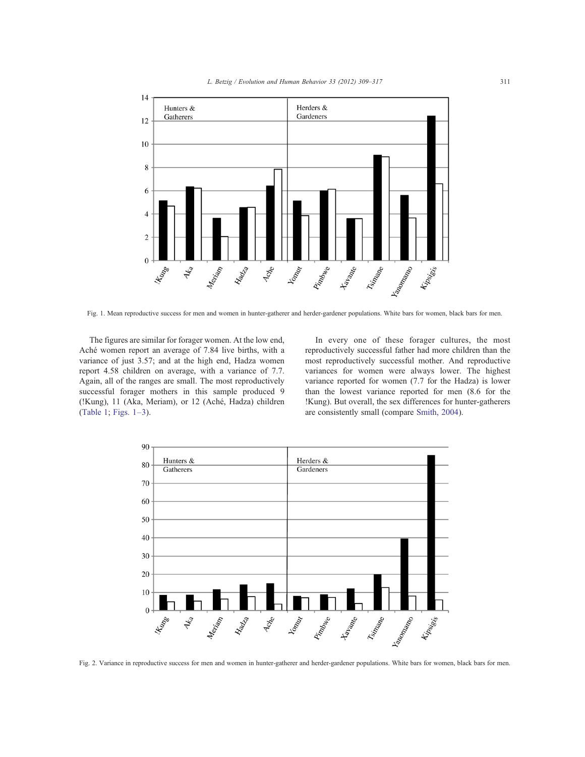Fig. 1. Mean reproductive success for men and women in hunter-gatherer and herder-gardener populations. White bars for women, black bars for men.

The figures are similar for forager women. At the low end, Aché women report an average of 7.84 live births, with a variance of just 3.57; and at the high end, Hadza women report 4.58 children on average, with a variance of 7.7. Again, all of the ranges are small. The most reproductively successful forager mothers in this sample produced 9 (!Kung), 11 (Aka, Meriam), or 12 (Aché, Hadza) children (Table 1; Figs. 1–3).

In every one of these forager cultures, the most reproductively successful father had more children than the most reproductively successful mother. And reproductive variances for women were always lower. The highest variance reported for women (7.7 for the Hadza) is lower than the lowest variance reported for men (8.6 for the !Kung). But overall, the sex differences for hunter-gatherers are consistently small (compare Smith, 2004).

Fig. 2. Variance in reproductive success for men and women in hunter-gatherer and herder-gardener populations. White bars for women, black bars for men.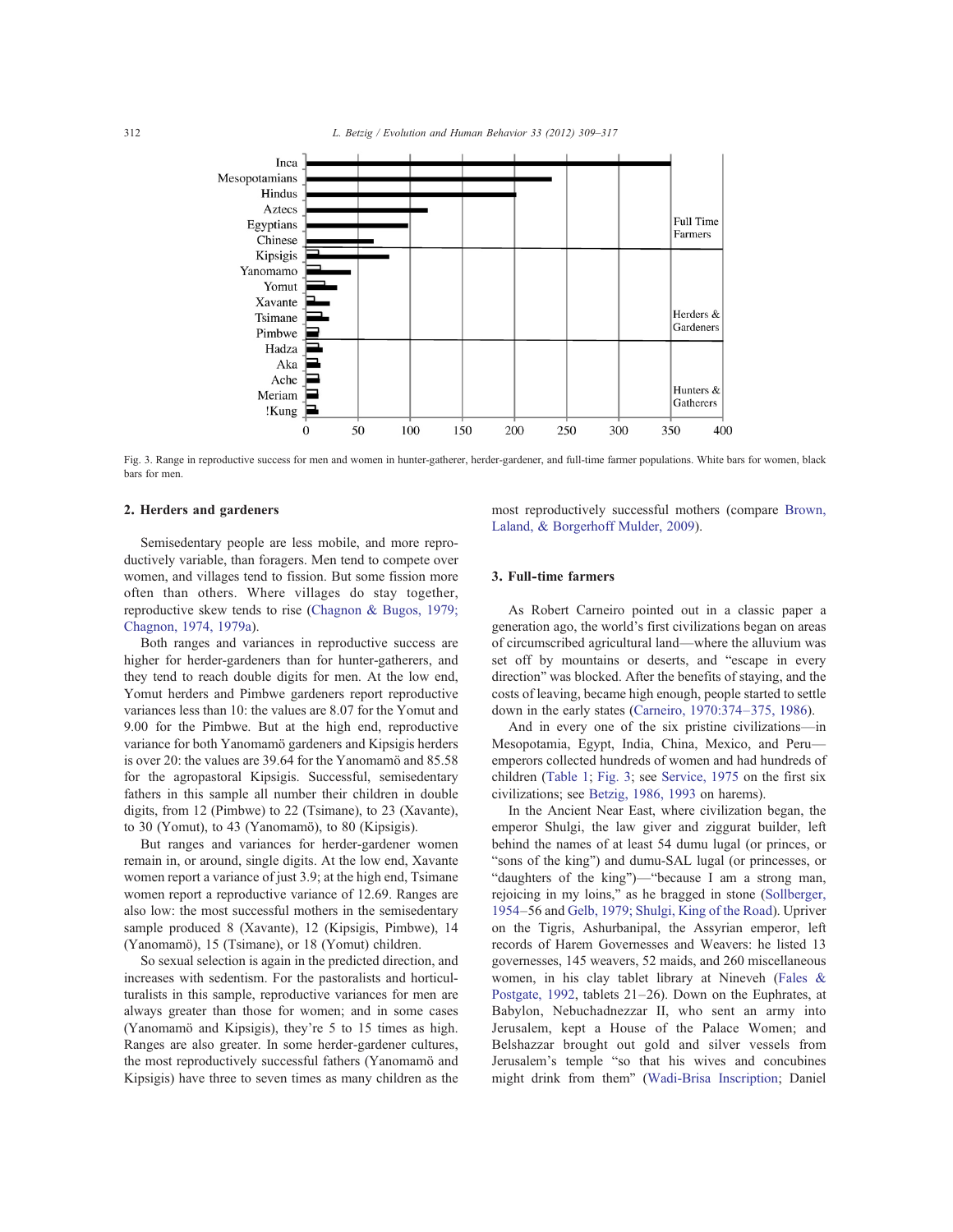Fig. 3. Range in reproductive success for men and women in hunter-gatherer, herder-gardener, and full-time farmer populations. White bars for women, black bars for men.

## 2. Herders and gardeners

Semisedentary people are less mobile, and more reproductively variable, than foragers. Men tend to compete over women, and villages tend to fission. But some fission more often than others. Where villages do stay together, reproductive skew tends to rise (Chagnon & Bugos, 1979; Chagnon, 1974, 1979a).

Both ranges and variances in reproductive success are higher for herder-gardeners than for hunter-gatherers, and they tend to reach double digits for men. At the low end, Yomut herders and Pimbwe gardeners report reproductive variances less than 10: the values are 8.07 for the Yomut and 9.00 for the Pimbwe. But at the high end, reproductive variance for both Yanomamö gardeners and Kipsigis herders is over 20: the values are 39.64 for the Yanomamö and 85.58 for the agropastoral Kipsigis. Successful, semisedentary fathers in this sample all number their children in double digits, from 12 (Pimbwe) to 22 (Tsimane), to 23 (Xavante), to 30 (Yomut), to 43 (Yanomamö), to 80 (Kipsigis).

But ranges and variances for herder-gardener women remain in, or around, single digits. At the low end, Xavante women report a variance of just 3.9; at the high end, Tsimane women report a reproductive variance of 12.69. Ranges are also low: the most successful mothers in the semisedentary sample produced 8 (Xavante), 12 (Kipsigis, Pimbwe), 14 (Yanomamö), 15 (Tsimane), or 18 (Yomut) children.

So sexual selection is again in the predicted direction, and increases with sedentism. For the pastoralists and horticulturalists in this sample, reproductive variances for men are always greater than those for women; and in some cases (Yanomamö and Kipsigis), they're 5 to 15 times as high. Ranges are also greater. In some herder-gardener cultures, the most reproductively successful fathers (Yanomamö and Kipsigis) have three to seven times as many children as the most reproductively successful mothers (compare Brown, Laland, & Borgerhoff Mulder, 2009).

## 3. Full-time farmers

As Robert Carneiro pointed out in a classic paper a generation ago, the world's first civilizations began on areas of circumscribed agricultural land—where the alluvium was set off by mountains or deserts, and "escape in every direction" was blocked. After the benefits of staying, and the costs of leaving, became high enough, people started to settle down in the early states (Carneiro, 1970:374–375, 1986).

And in every one of the six pristine civilizations—in Mesopotamia, Egypt, India, China, Mexico, and Peru—emperors collected hundreds of women and had hundreds of children (Table 1; Fig. 3; see Service, 1975 on the first six civilizations; see Betzig, 1986, 1993 on harems).

In the Ancient Near East, where civilization began, the emperor Shulgi, the law giver and ziggurat builder, left behind the names of at least 54 dumu lugal (or princes, or "sons of the king") and dumu-SAL lugal (or princesses, or "daughters of the king")—"because I am a strong man, rejoicing in my loins," as he bragged in stone (Sollberger, 1954–56 and Gelb, 1979; Shulgi, King of the Road). Upriver on the Tigris, Ashurbanipal, the Assyrian emperor, left records of Harem Governesses and Weavers: he listed 13 governesses, 145 weavers, 52 maids, and 260 miscellaneous women, in his clay tablet library at Nineveh (Fales & Postgate, 1992, tablets 21–26). Down on the Euphrates, at Babylon, Nebuchadnezzar II, who sent an army into Jerusalem, kept a House of the Palace Women; and Belshazzar brought out gold and silver vessels from Jerusalem's temple "so that his wives and concubines might drink from them" (Wadi-Brisa Inscription; Daniel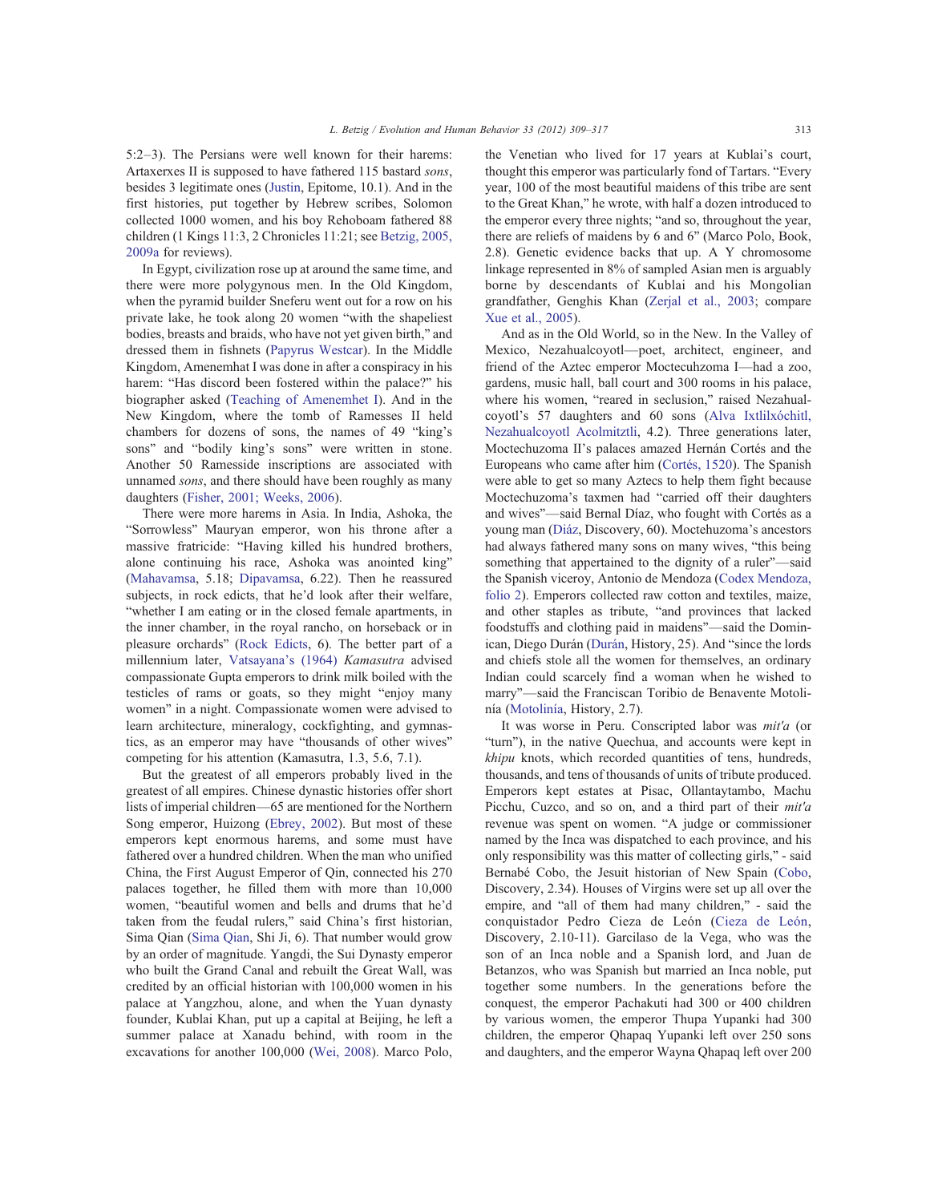5:2–3). The Persians were well known for their harems: Artaxerxes II is supposed to have fathered 115 bastard *sons*, besides 3 legitimate ones (Justin, Epitome, 10.1). And in the first histories, put together by Hebrew scribes, Solomon collected 1000 women, and his boy Rehoboam fathered 88 children (1 Kings 11:3, 2 Chronicles 11:21; see Betzig, 2005, 2009a for reviews).

In Egypt, civilization rose up at around the same time, and there were more polygynous men. In the Old Kingdom, when the pyramid builder Sneferu went out for a row on his private lake, he took along 20 women "with the shapeliest bodies, breasts and braids, who have not yet given birth," and dressed them in fishnets (Papyrus Westcar). In the Middle Kingdom, Amenemhat I was done in after a conspiracy in his harem: "Has discord been fostered within the palace?" his biographer asked (Teaching of Amenemhet I). And in the New Kingdom, where the tomb of Ramesses II held chambers for dozens of sons, the names of 49 "king's sons" and "bodily king's sons" were written in stone. Another 50 Ramesside inscriptions are associated with unnamed *sons*, and there should have been roughly as many daughters (Fisher, 2001; Weeks, 2006).

There were more harems in Asia. In India, Ashoka, the "Sorrowless" Mauryan emperor, won his throne after a massive fratricide: "Having killed his hundred brothers, alone continuing his race, Ashoka was anointed king" (Mahavamsa, 5.18; Dipavamsa, 6.22). Then he reassured subjects, in rock edicts, that he'd look after their welfare, "whether I am eating or in the closed female apartments, in the inner chamber, in the royal rancho, on horseback or in pleasure orchards" (Rock Edicts, 6). The better part of a millennium later, Vatsayana's (1964) *Kamasutra* advised compassionate Gupta emperors to drink milk boiled with the testicles of rams or goats, so they might "enjoy many women" in a night. Compassionate women were advised to learn architecture, mineralogy, cockfighting, and gymnastics, as an emperor may have "thousands of other wives" competing for his attention (Kamasutra, 1.3, 5.6, 7.1).

But the greatest of all emperors probably lived in the greatest of all empires. Chinese dynastic histories offer short lists of imperial children—65 are mentioned for the Northern Song emperor, Huizong (Ebrey, 2002). But most of these emperors kept enormous harems, and some must have fathered over a hundred children. When the man who unified China, the First August Emperor of Qin, connected his 270 palaces together, he filled them with more than 10,000 women, "beautiful women and bells and drums that he'd taken from the feudal rulers," said China's first historian, Sima Qian (Sima Qian, Shi Ji, 6). That number would grow by an order of magnitude. Yangdi, the Sui Dynasty emperor who built the Grand Canal and rebuilt the Great Wall, was credited by an official historian with 100,000 women in his palace at Yangzhou, alone, and when the Yuan dynasty founder, Kublai Khan, put up a capital at Beijing, he left a summer palace at Xanadu behind, with room in the excavations for another 100,000 (Wei, 2008). Marco Polo, the Venetian who lived for 17 years at Kublai's court, thought this emperor was particularly fond of Tartars. "Every year, 100 of the most beautiful maidens of this tribe are sent to the Great Khan," he wrote, with half a dozen introduced to the emperor every three nights; "and so, throughout the year, there are reliefs of maidens by 6 and 6" (Marco Polo, Book, 2.8). Genetic evidence backs that up. A Y chromosome linkage represented in 8% of sampled Asian men is arguably borne by descendants of Kublai and his Mongolian grandfather, Genghis Khan (Zerjal et al., 2003; compare Xue et al., 2005).

And as in the Old World, so in the New. In the Valley of Mexico, Nezahualcoyotl—poet, architect, engineer, and friend of the Aztec emperor Moctecuhzoma I—had a zoo, gardens, music hall, ball court and 300 rooms in his palace, where his women, "reared in seclusion," raised Nezahualcoyotl's 57 daughters and 60 sons (Alva Ixtlilxóchitl, Nezahualcoyotl Acolmitztli, 4.2). Three generations later, Moctechuzoma II's palaces amazed Hernán Cortés and the Europeans who came after him (Cortés, 1520). The Spanish were able to get so many Aztecs to help them fight because Moctechuzoma's taxmen had "carried off their daughters and wives"—said Bernal Díaz, who fought with Cortés as a young man (Diáz, Discovery, 60). Moctehuzoma's ancestors had always fathered many sons on many wives, "this being something that appertained to the dignity of a ruler"—said the Spanish viceroy, Antonio de Mendoza (Codex Mendoza, folio 2). Emperors collected raw cotton and textiles, maize, and other staples as tribute, "and provinces that lacked foodstuffs and clothing paid in maidens"—said the Dominican, Diego Durán (Durán, History, 25). And "since the lords and chiefs stole all the women for themselves, an ordinary Indian could scarcely find a woman when he wished to marry"—said the Franciscan Toribio de Benavente Motolinía (Motolinía, History, 2.7).

It was worse in Peru. Conscripted labor was *mit'a* (or "turn"), in the native Quechua, and accounts were kept in *khipu* knots, which recorded quantities of tens, hundreds, thousands, and tens of thousands of units of tribute produced. Emperors kept estates at Pisac, Ollantaytambo, Machu Picchu, Cuzco, and so on, and a third part of their *mit'a* revenue was spent on women. "A judge or commissioner named by the Inca was dispatched to each province, and his only responsibility was this matter of collecting girls," - said Bernabé Cobo, the Jesuit historian of New Spain (Cobo, Discovery, 2.34). Houses of Virgins were set up all over the empire, and "all of them had many children," - said the conquistador Pedro Cieza de León (Cieza de León, Discovery, 2.10-11). Garcilaso de la Vega, who was the son of an Inca noble and a Spanish lord, and Juan de Betanzos, who was Spanish but married an Inca noble, put together some numbers. In the generations before the conquest, the emperor Pachakuti had 300 or 400 children by various women, the emperor Thupa Yupanki had 300 children, the emperor Qhapaq Yupanki left over 250 sons and daughters, and the emperor Wayna Qhapaq left over 200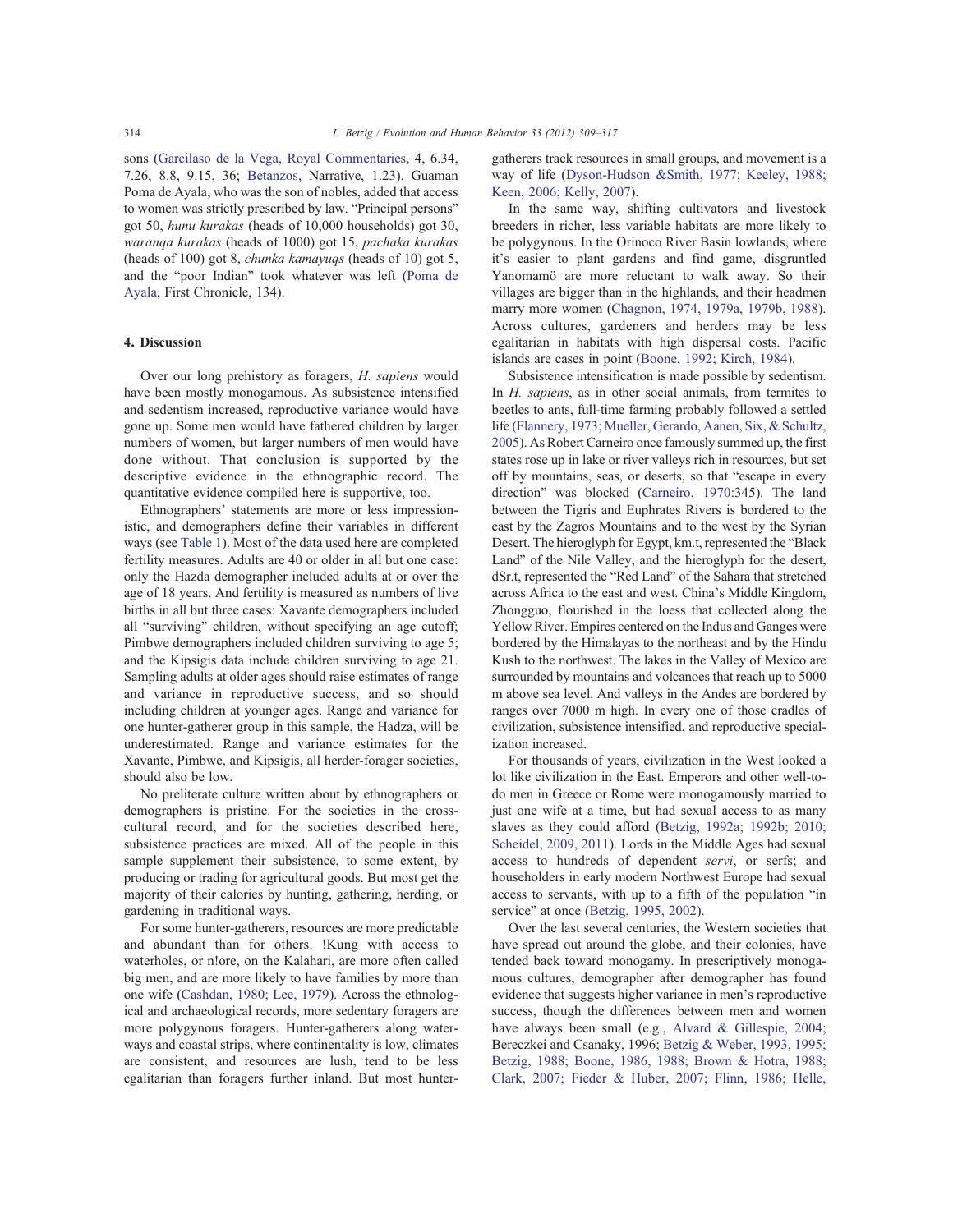sons (Garcilaso de la Vega, Royal Commentaries, 4, 6.34, 7.26, 8.8, 9.15, 36; Betanzos, Narrative, 1.23). Guaman Poma de Ayala, who was the son of nobles, added that access to women was strictly prescribed by law. "Principal persons" got 50, *hunu kurakas* (heads of 10,000 households) got 30, *waranqa kurakas* (heads of 1000) got 15, *pachaka kurakas* (heads of 100) got 8, *chunka kamayuqs* (heads of 10) got 5, and the "poor Indian" took whatever was left (Poma de Ayala, First Chronicle, 134).

## 4. Discussion

Over our long prehistory as foragers, *H. sapiens* would have been mostly monogamous. As subsistence intensified and sedentism increased, reproductive variance would have gone up. Some men would have fathered children by larger numbers of women, but larger numbers of men would have done without. That conclusion is supported by the descriptive evidence in the ethnographic record. The quantitative evidence compiled here is supportive, too.

Ethnographers' statements are more or less impressionistic, and demographers define their variables in different ways (see Table 1). Most of the data used here are completed fertility measures. Adults are 40 or older in all but one case: only the Hazda demographer included adults at or over the age of 18 years. And fertility is measured as numbers of live births in all but three cases: Xavante demographers included all "surviving" children, without specifying an age cutoff; Pimbwe demographers included children surviving to age 5; and the Kipsigis data include children surviving to age 21. Sampling adults at older ages should raise estimates of range and variance in reproductive success, and so should including children at younger ages. Range and variance for one hunter-gatherer group in this sample, the Hadza, will be underestimated. Range and variance estimates for the Xavante, Pimbwe, and Kipsigis, all herder-forager societies, should also be low.

No preliterate culture written about by ethnographers or demographers is pristine. For the societies in the cross-cultural record, and for the societies described here, subsistence practices are mixed. All of the people in this sample supplement their subsistence, to some extent, by producing or trading for agricultural goods. But most get the majority of their calories by hunting, gathering, herding, or gardening in traditional ways.

For some hunter-gatherers, resources are more predictable and abundant than for others. !Kung with access to waterholes, or n!ore, on the Kalahari, are more often called big men, and are more likely to have families by more than one wife (Cashdan, 1980; Lee, 1979). Across the ethnological and archaeological records, more sedentary foragers are more polygynous foragers. Hunter-gatherers along waterways and coastal strips, where continentality is low, climates are consistent, and resources are lush, tend to be less egalitarian than foragers further inland. But most hunter-gatherers track resources in small groups, and movement is a way of life (Dyson-Hudson &Smith, 1977; Keeley, 1988; Keen, 2006; Kelly, 2007).

In the same way, shifting cultivators and livestock breeders in richer, less variable habitats are more likely to be polygynous. In the Orinoco River Basin lowlands, where it's easier to plant gardens and find game, disgruntled Yanomamö are more reluctant to walk away. So their villages are bigger than in the highlands, and their headmen marry more women (Chagnon, 1974, 1979a, 1979b, 1988). Across cultures, gardeners and herders may be less egalitarian in habitats with high dispersal costs. Pacific islands are cases in point (Boone, 1992; Kirch, 1984).

Subsistence intensification is made possible by sedentism. In *H. sapiens*, as in other social animals, from termites to beetles to ants, full-time farming probably followed a settled life (Flannery, 1973; Mueller, Gerardo, Aanen, Six, & Schultz, 2005). As Robert Carneiro once famously summed up, the first states rose up in lake or river valleys rich in resources, but set off by mountains, seas, or deserts, so that "escape in every direction" was blocked (Carneiro, 1970:345). The land between the Tigris and Euphrates Rivers is bordered to the east by the Zagros Mountains and to the west by the Syrian Desert. The hieroglyph for Egypt, km.t, represented the "Black Land" of the Nile Valley, and the hieroglyph for the desert, dSr.t, represented the "Red Land" of the Sahara that stretched across Africa to the east and west. China's Middle Kingdom, Zhongguo, flourished in the loess that collected along the Yellow River. Empires centered on the Indus and Ganges were bordered by the Himalayas to the northeast and by the Hindu Kush to the northwest. The lakes in the Valley of Mexico are surrounded by mountains and volcanoes that reach up to 5000 m above sea level. And valleys in the Andes are bordered by ranges over 7000 m high. In every one of those cradles of civilization, subsistence intensified, and reproductive specialization increased.

For thousands of years, civilization in the West looked a lot like civilization in the East. Emperors and other well-to-do men in Greece or Rome were monogamously married to just one wife at a time, but had sexual access to as many slaves as they could afford (Betzig, 1992a; 1992b; 2010; Scheidel, 2009, 2011). Lords in the Middle Ages had sexual access to hundreds of dependent *servi*, or serfs; and householders in early modern Northwest Europe had sexual access to servants, with up to a fifth of the population "in service" at once (Betzig, 1995, 2002).

Over the last several centuries, the Western societies that have spread out around the globe, and their colonies, have tended back toward monogamy. In prescriptively monogamous cultures, demographer after demographer has found evidence that suggests higher variance in men's reproductive success, though the differences between men and women have always been small (e.g., Alvard & Gillespie, 2004; Bereczkei and Csanaky, 1996; Betzig & Weber, 1993, 1995; Betzig, 1988; Boone, 1986, 1988; Brown & Hotra, 1988; Clark, 2007; Fieder & Huber, 2007; Flinn, 1986; Helle,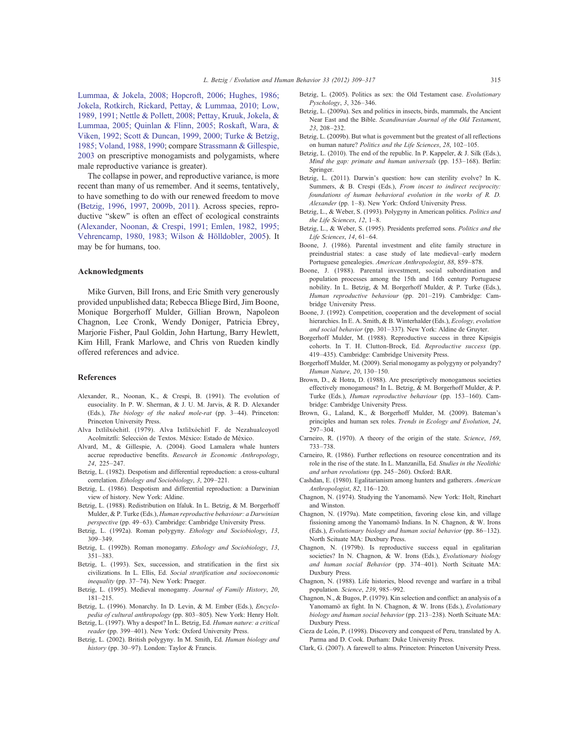Lummaa, & Jokela, 2008; Hopcroft, 2006; Hughes, 1986; Jokela, Rotkirch, Rickard, Pettay, & Lummaa, 2010; Low, 1989, 1991; Nettle & Pollett, 2008; Pettay, Kruuk, Jokela, & Lummaa, 2005; Quinlan & Flinn, 2005; Roskaft, Wara, & Viken, 1992; Scott & Duncan, 1999, 2000; Turke & Betzig, 1985; Voland, 1988, 1990; compare Strassmann & Gillespie, 2003 on prescriptive monogamists and polygamists, where male reproductive variance is greater).

The collapse in power, and reproductive variance, is more recent than many of us remember. And it seems, tentatively, to have something to do with our renewed freedom to move (Betzig, 1996, 1997, 2009b, 2011). Across species, reproductive "skew" is often an effect of ecological constraints (Alexander, Noonan, & Crespi, 1991; Emlen, 1982, 1995; Vehrencamp, 1980, 1983; Wilson & Hölldobler, 2005). It may be for humans, too.

## Acknowledgments

Mike Gurven, Bill Irons, and Eric Smith very generously provided unpublished data; Rebecca Bliege Bird, Jim Boone, Monique Borgerhoff Mulder, Gillian Brown, Napoleon Chagnon, Lee Cronk, Wendy Doniger, Patricia Ebrey, Marjorie Fisher, Paul Goldin, John Hartung, Barry Hewlett, Kim Hill, Frank Marlowe, and Chris von Rueden kindly offered references and advice.

## References

Alexander, R., Noonan, K., & Crespi, B. (1991). The evolution of eusociality. In P. W. Sherman, & J. U. M. Jarvis, & R. D. Alexander (Eds.), *The biology of the naked mole-rat* (pp. 3–44). Princeton: Princeton University Press.

Alva Ixtlilxóchitl. (1979). Alva Ixtlilxóchitl F. de Nezahualcoyotl Acolmitztli: Selección de Textos. México: Estado de México.

Alvard, M., & Gillespie, A. (2004). Good Lamalera whale hunters accrue reproductive benefits. *Research in Economic Anthropology*, *24*, 225–247.

Betzig, L. (1982). Despotism and differential reproduction: a cross-cultural correlation. *Ethology and Sociobiology*, *3*, 209–221.

Betzig, L. (1986). Despotism and differential reproduction: a Darwinian view of history. New York: Aldine.

Betzig, L. (1988). Redistribution on Ifaluk. In L. Betzig, & M. Borgerhoff Mulder, & P. Turke (Eds.), *Human reproductive behaviour: a Darwinian perspective* (pp. 49–63). Cambridge: Cambridge University Press.

Betzig, L. (1992a). Roman polygyny. *Ethology and Sociobiology*, *13*, 309–349.

Betzig, L. (1992b). Roman monogamy. *Ethology and Sociobiology*, *13*, 351–383.

Betzig, L. (1993). Sex, succession, and stratification in the first six civilizations. In L. Ellis, Ed. *Social stratification and socioeconomic inequality* (pp. 37–74). New York: Praeger.

Betzig, L. (1995). Medieval monogamy. *Journal of Family History*, *20*, 181–215.

Betzig, L. (1996). Monarchy. In D. Levin, & M. Ember (Eds.), *Encyclopedia of cultural anthropology* (pp. 803–805). New York: Henry Holt.

Betzig, L. (1997). Why a despot? In L. Betzig, Ed. *Human nature: a critical reader* (pp. 399–401). New York: Oxford University Press.

Betzig, L. (2002). British polygyny. In M. Smith, Ed. *Human biology and history* (pp. 30–97). London: Taylor & Francis.

Betzig, L. (2005). Politics as sex: the Old Testament case. *Evolutionary Pyschology*, *3*, 326–346.

Betzig, L. (2009a). Sex and politics in insects, birds, mammals, the Ancient Near East and the Bible. *Scandinavian Journal of the Old Testament*, *23*, 208–232.

Betzig, L. (2009b). But what is government but the greatest of all reflections on human nature? *Politics and the Life Sciences*, *28*, 102–105.

Betzig, L. (2010). The end of the republic. In P. Kappeler, & J. Silk (Eds.), *Mind the gap: primate and human universals* (pp. 153–168). Berlin: Springer.

Betzig, L. (2011). Darwin's question: how can sterility evolve? In K. Summers, & B. Crespi (Eds.), *From incest to indirect reciprocity: foundations of human behavioral evolution in the works of R. D. Alexander* (pp. 1–8). New York: Oxford University Press.

Betzig, L., & Weber, S. (1993). Polygyny in American politics. *Politics and the Life Sciences*, *12*, 1–8.

Betzig, L., & Weber, S. (1995). Presidents preferred sons. *Politics and the Life Sciences*, *14*, 61–64.

Boone, J. (1986). Parental investment and elite family structure in preindustrial states: a case study of late medieval–early modern Portuguese genealogies. *American Anthropologist*, *88*, 859–878.

Boone, J. (1988). Parental investment, social subordination and population processes among the 15th and 16th century Portuguese nobility. In L. Betzig, & M. Borgerhoff Mulder, & P. Turke (Eds.), *Human reproductive behaviour* (pp. 201–219). Cambridge: Cambridge University Press.

Boone, J. (1992). Competition, cooperation and the development of social hierarchies. In E. A. Smith, & B. Winterhalder (Eds.), *Ecology, evolution and social behavior* (pp. 301–337). New York: Aldine de Gruyter.

Borgerhoff Mulder, M. (1988). Reproductive success in three Kipsigis cohorts. In T. H. Clutton-Brock, Ed. *Reproductive success* (pp. 419–435). Cambridge: Cambridge University Press.

Borgerhoff Mulder, M. (2009). Serial monogamy as polygyny or polyandry? *Human Nature*, *20*, 130–150.

Brown, D., & Hotra, D. (1988). Are prescriptively monogamous societies effectively monogamous? In L. Betzig, & M. Borgerhoff Mulder, & P. Turke (Eds.), *Human reproductive behaviour* (pp. 153–160). Cambridge: Cambridge University Press.

Brown, G., Laland, K., & Borgerhoff Mulder, M. (2009). Bateman's principles and human sex roles. *Trends in Ecology and Evolution*, *24*, 297–304.

Carneiro, R. (1970). A theory of the origin of the state. *Science*, *169*, 733–738.

Carneiro, R. (1986). Further reflections on resource concentration and its role in the rise of the state. In L. Manzanilla, Ed. *Studies in the Neolithic and urban revolutions* (pp. 245–260). Oxford: BAR.

Cashdan, E. (1980). Egalitarianism among hunters and gatherers. *American Anthropologist*, *82*, 116–120.

Chagnon, N. (1974). Studying the Yanomamö. New York: Holt, Rinehart and Winston.

Chagnon, N. (1979a). Mate competition, favoring close kin, and village fissioning among the Yanomamö Indians. In N. Chagnon, & W. Irons (Eds.), *Evolutionary biology and human social behavior* (pp. 86–132). North Scituate MA: Duxbury Press.

Chagnon, N. (1979b). Is reproductive success equal in egalitarian societies? In N. Chagnon, & W. Irons (Eds.), *Evolutionary biology and human social Behavior* (pp. 374–401). North Scituate MA: Duxbury Press.

Chagnon, N. (1988). Life histories, blood revenge and warfare in a tribal population. *Science*, *239*, 985–992.

Chagnon, N., & Bugos, P. (1979). Kin selection and conflict: an analysis of a Yanomamö ax fight. In N. Chagnon, & W. Irons (Eds.), *Evolutionary biology and human social behavior* (pp. 213–238). North Scituate MA: Duxbury Press.

Cieza de León, P. (1998). Discovery and conquest of Peru, translated by A. Parma and D. Cook. Durham: Duke University Press.

Clark, G. (2007). A farewell to alms. Princeton: Princeton University Press.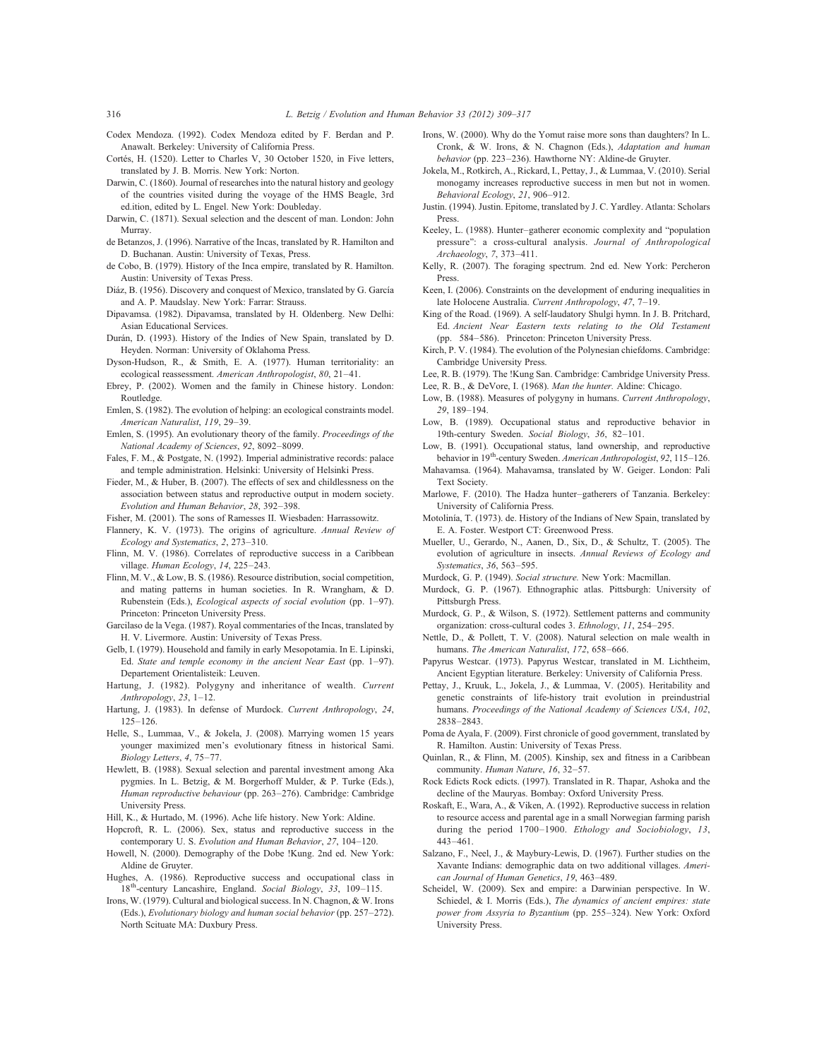Codex Mendoza. (1992). Codex Mendoza edited by F. Berdan and P. Anawalt. Berkeley: University of California Press.

Cortés, H. (1520). Letter to Charles V, 30 October 1520, in Five letters, translated by J. B. Morris. New York: Norton.

Darwin, C. (1860). Journal of researches into the natural history and geology of the countries visited during the voyage of the HMS Beagle, 3rd ed.ition, edited by L. Engel. New York: Doubleday.

Darwin, C. (1871). Sexual selection and the descent of man. London: John Murray.

de Betanzos, J. (1996). Narrative of the Incas, translated by R. Hamilton and D. Buchanan. Austin: University of Texas, Press.

de Cobo, B. (1979). History of the Inca empire, translated by R. Hamilton. Austin: University of Texas Press.

Diáz, B. (1956). Discovery and conquest of Mexico, translated by G. García and A. P. Maudslay. New York: Farrar: Strauss.

Dipavamsa. (1982). Dipavamsa, translated by H. Oldenberg. New Delhi: Asian Educational Services.

Durán, D. (1993). History of the Indies of New Spain, translated by D. Heyden. Norman: University of Oklahoma Press.

Dyson-Hudson, R., & Smith, E. A. (1977). Human territoriality: an ecological reassessment. *American Anthropologist*, *80*, 21–41.

Ebrey, P. (2002). Women and the family in Chinese history. London: Routledge.

Emlen, S. (1982). The evolution of helping: an ecological constraints model. *American Naturalist*, *119*, 29–39.

Emlen, S. (1995). An evolutionary theory of the family. *Proceedings of the National Academy of Sciences*, *92*, 8092–8099.

Fales, F. M., & Postgate, N. (1992). Imperial administrative records: palace and temple administration. Helsinki: University of Helsinki Press.

Fieder, M., & Huber, B. (2007). The effects of sex and childlessness on the association between status and reproductive output in modern society. *Evolution and Human Behavior*, *28*, 392–398.

Fisher, M. (2001). The sons of Ramesses II. Wiesbaden: Harrassowitz.

Flannery, K. V. (1973). The origins of agriculture. *Annual Review of Ecology and Systematics*, *2*, 273–310.

Flinn, M. V. (1986). Correlates of reproductive success in a Caribbean village. *Human Ecology*, *14*, 225–243.

Flinn, M. V., & Low, B. S. (1986). Resource distribution, social competition, and mating patterns in human societies. In R. Wrangham, & D. Rubenstein (Eds.), *Ecological aspects of social evolution* (pp. 1–97). Princeton: Princeton University Press.

Garcilaso de la Vega. (1987). Royal commentaries of the Incas, translated by H. V. Livermore. Austin: University of Texas Press.

Gelb, I. (1979). Household and family in early Mesopotamia. In E. Lipinski, Ed. *State and temple economy in the ancient Near East* (pp. 1–97). Departement Orientalisteik: Leuven.

Hartung, J. (1982). Polygyny and inheritance of wealth. *Current Anthropology*, *23*, 1–12.

Hartung, J. (1983). In defense of Murdock. *Current Anthropology*, *24*, 125–126.

Helle, S., Lummaa, V., & Jokela, J. (2008). Marrying women 15 years younger maximized men's evolutionary fitness in historical Sami. *Biology Letters*, *4*, 75–77.

Hewlett, B. (1988). Sexual selection and parental investment among Aka pygmies. In L. Betzig, & M. Borgerhoff Mulder, & P. Turke (Eds.), *Human reproductive behaviour* (pp. 263–276). Cambridge: Cambridge University Press.

Hill, K., & Hurtado, M. (1996). Ache life history. New York: Aldine.

Hopcroft, R. L. (2006). Sex, status and reproductive success in the contemporary U. S. *Evolution and Human Behavior*, *27*, 104–120.

Howell, N. (2000). Demography of the Dobe !Kung. 2nd ed. New York: Aldine de Gruyter.

Hughes, A. (1986). Reproductive success and occupational class in 18th-century Lancashire, England. *Social Biology*, *33*, 109–115.

Irons, W. (1979). Cultural and biological success. In N. Chagnon, & W. Irons (Eds.), *Evolutionary biology and human social behavior* (pp. 257–272). North Scituate MA: Duxbury Press.

Irons, W. (2000). Why do the Yomut raise more sons than daughters? In L. Cronk, & W. Irons, & N. Chagnon (Eds.), *Adaptation and human behavior* (pp. 223–236). Hawthorne NY: Aldine-de Gruyter.

Jokela, M., Rotkirch, A., Rickard, I., Pettay, J., & Lummaa, V. (2010). Serial monogamy increases reproductive success in men but not in women. *Behavioral Ecology*, *21*, 906–912.

Justin. (1994). Justin. Epitome, translated by J. C. Yardley. Atlanta: Scholars Press.

Keeley, L. (1988). Hunter–gatherer economic complexity and "population pressure": a cross-cultural analysis. *Journal of Anthropological Archaeology*, *7*, 373–411.

Kelly, R. (2007). The foraging spectrum. 2nd ed. New York: Percheron Press.

Keen, I. (2006). Constraints on the development of enduring inequalities in late Holocene Australia. *Current Anthropology*, *47*, 7–19.

King of the Road. (1969). A self-laudatory Shulgi hymn. In J. B. Pritchard, Ed. *Ancient Near Eastern texts relating to the Old Testament* (pp. 584–586). Princeton: Princeton University Press.

Kirch, P. V. (1984). The evolution of the Polynesian chiefdoms. Cambridge: Cambridge University Press.

Lee, R. B. (1979). The !Kung San. Cambridge: Cambridge University Press.

Lee, R. B., & DeVore, I. (1968). *Man the hunter.* Aldine: Chicago.

Low, B. (1988). Measures of polygyny in humans. *Current Anthropology*, *29*, 189–194.

Low, B. (1989). Occupational status and reproductive behavior in 19th-century Sweden. *Social Biology*, *36*, 82–101.

Low, B. (1991). Occupational status, land ownership, and reproductive behavior in 19th-century Sweden. *American Anthropologist*, *92*, 115–126.

Mahavamsa. (1964). Mahavamsa, translated by W. Geiger. London: Pali Text Society.

Marlowe, F. (2010). The Hadza hunter–gatherers of Tanzania. Berkeley: University of California Press.

Motolinía, T. (1973). de. History of the Indians of New Spain, translated by E. A. Foster. Westport CT: Greenwood Press.

Mueller, U., Gerardo, N., Aanen, D., Six, D., & Schultz, T. (2005). The evolution of agriculture in insects. *Annual Reviews of Ecology and Systematics*, *36*, 563–595.

Murdock, G. P. (1949). *Social structure.* New York: Macmillan.

Murdock, G. P. (1967). Ethnographic atlas. Pittsburgh: University of Pittsburgh Press.

Murdock, G. P., & Wilson, S. (1972). Settlement patterns and community organization: cross-cultural codes 3. *Ethnology*, *11*, 254–295.

Nettle, D., & Pollett, T. V. (2008). Natural selection on male wealth in humans. *The American Naturalist*, *172*, 658–666.

Papyrus Westcar. (1973). Papyrus Westcar, translated in M. Lichtheim, Ancient Egyptian literature. Berkeley: University of California Press.

Pettay, J., Kruuk, L., Jokela, J., & Lummaa, V. (2005). Heritability and genetic constraints of life-history trait evolution in preindustrial humans. *Proceedings of the National Academy of Sciences USA*, *102*, 2838–2843.

Poma de Ayala, F. (2009). First chronicle of good government, translated by R. Hamilton. Austin: University of Texas Press.

Quinlan, R., & Flinn, M. (2005). Kinship, sex and fitness in a Caribbean community. *Human Nature*, *16*, 32–57.

Rock Edicts Rock edicts. (1997). Translated in R. Thapar, Ashoka and the decline of the Mauryas. Bombay: Oxford University Press.

Roskaft, E., Wara, A., & Viken, A. (1992). Reproductive success in relation to resource access and parental age in a small Norwegian farming parish during the period 1700–1900. *Ethology and Sociobiology*, *13*, 443–461.

Salzano, F., Neel, J., & Maybury-Lewis, D. (1967). Further studies on the Xavante Indians: demographic data on two additional villages. *American Journal of Human Genetics*, *19*, 463–489.

Scheidel, W. (2009). Sex and empire: a Darwinian perspective. In W. Schiedel, & I. Morris (Eds.), *The dynamics of ancient empires: state power from Assyria to Byzantium* (pp. 255–324). New York: Oxford University Press.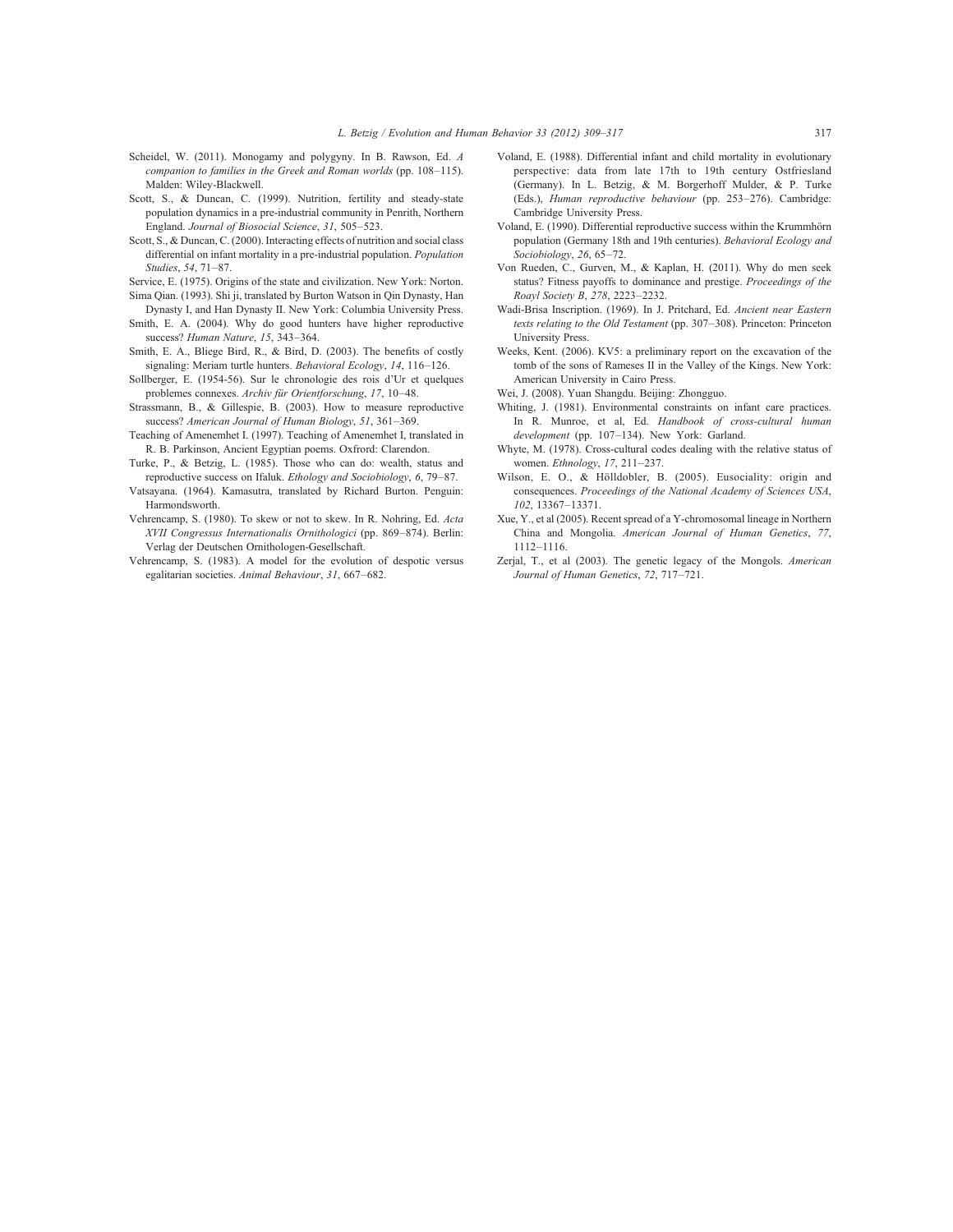Scheidel, W. (2011). Monogamy and polygyny. In B. Rawson, Ed. *A companion to families in the Greek and Roman worlds* (pp. 108–115). Malden: Wiley-Blackwell.

Scott, S., & Duncan, C. (1999). Nutrition, fertility and steady-state population dynamics in a pre-industrial community in Penrith, Northern England. *Journal of Biosocial Science*, *31*, 505–523.

Scott, S., & Duncan, C. (2000). Interacting effects of nutrition and social class differential on infant mortality in a pre-industrial population. *Population Studies*, *54*, 71–87.

Service, E. (1975). Origins of the state and civilization. New York: Norton.

Sima Qian. (1993). Shi ji, translated by Burton Watson in Qin Dynasty, Han Dynasty I, and Han Dynasty II. New York: Columbia University Press.

Smith, E. A. (2004). Why do good hunters have higher reproductive success? *Human Nature*, *15*, 343–364.

Smith, E. A., Bliege Bird, R., & Bird, D. (2003). The benefits of costly signaling: Meriam turtle hunters. *Behavioral Ecology*, *14*, 116–126.

Sollberger, E. (1954-56). Sur le chronologie des rois d'Ur et quelques problemes connexes. *Archiv für Orientforschung*, *17*, 10–48.

Strassmann, B., & Gillespie, B. (2003). How to measure reproductive success? *American Journal of Human Biology*, *51*, 361–369.

Teaching of Amenemhet I. (1997). Teaching of Amenemhet I, translated in R. B. Parkinson, Ancient Egyptian poems. Oxfrord: Clarendon.

Turke, P., & Betzig, L. (1985). Those who can do: wealth, status and reproductive success on Ifaluk. *Ethology and Sociobiology*, *6*, 79–87.

Vatsayana. (1964). Kamasutra, translated by Richard Burton. Penguin: Harmondsworth.

Vehrencamp, S. (1980). To skew or not to skew. In R. Nohring, Ed. *Acta XVII Congressus Internationalis Ornithologici* (pp. 869–874). Berlin: Verlag der Deutschen Ornithologen-Gesellschaft.

Vehrencamp, S. (1983). A model for the evolution of despotic versus egalitarian societies. *Animal Behaviour*, *31*, 667–682.

Voland, E. (1988). Differential infant and child mortality in evolutionary perspective: data from late 17th to 19th century Ostfriesland (Germany). In L. Betzig, & M. Borgerhoff Mulder, & P. Turke (Eds.), *Human reproductive behaviour* (pp. 253–276). Cambridge: Cambridge University Press.

Voland, E. (1990). Differential reproductive success within the Krummhörn population (Germany 18th and 19th centuries). *Behavioral Ecology and Sociobiology*, *26*, 65–72.

Von Rueden, C., Gurven, M., & Kaplan, H. (2011). Why do men seek status? Fitness payoffs to dominance and prestige. *Proceedings of the Roayl Society B*, *278*, 2223–2232.

Wadi-Brisa Inscription. (1969). In J. Pritchard, Ed. *Ancient near Eastern texts relating to the Old Testament* (pp. 307–308). Princeton: Princeton University Press.

Weeks, Kent. (2006). KV5: a preliminary report on the excavation of the tomb of the sons of Rameses II in the Valley of the Kings. New York: American University in Cairo Press.

Wei, J. (2008). Yuan Shangdu. Beijing: Zhongguo.

Whiting, J. (1981). Environmental constraints on infant care practices. In R. Munroe, et al, Ed. *Handbook of cross-cultural human development* (pp. 107–134). New York: Garland.

Whyte, M. (1978). Cross-cultural codes dealing with the relative status of women. *Ethnology*, *17*, 211–237.

Wilson, E. O., & Hölldobler, B. (2005). Eusociality: origin and consequences. *Proceedings of the National Academy of Sciences USA*, *102*, 13367–13371.

Xue, Y., et al (2005). Recent spread of a Y-chromosomal lineage in Northern China and Mongolia. *American Journal of Human Genetics*, *77*, 1112–1116.

Zerjal, T., et al (2003). The genetic legacy of the Mongols. *American Journal of Human Genetics*, *72*, 717–721.